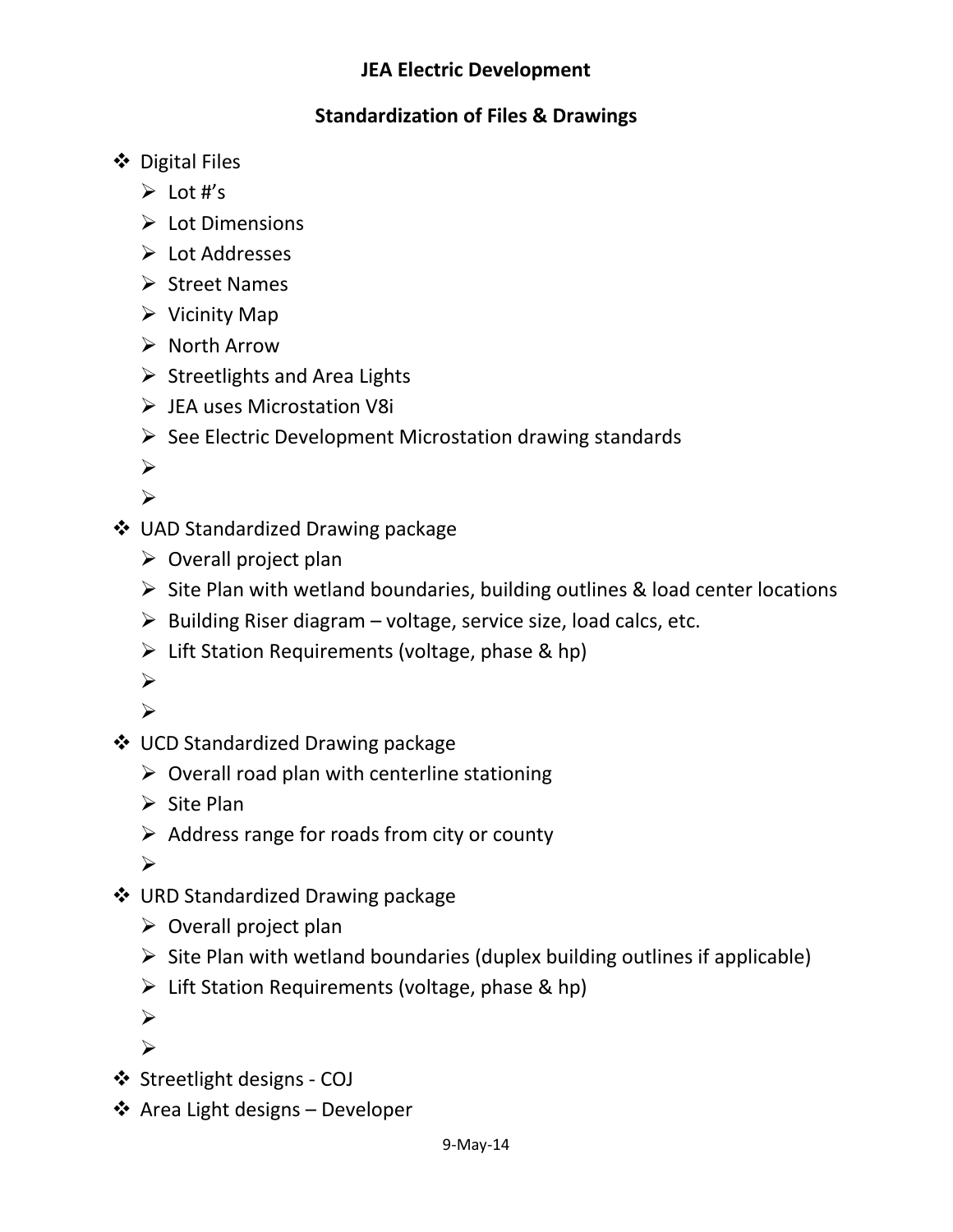# JEA Electric Development

## Standardization of Files & Drawings

- Digital Files
  - Lot #'s
  - Lot Dimensions
  - Lot Addresses
  - Street Names
  - Vicinity Map
  - North Arrow
  - Streetlights and Area Lights
  - JEA uses Microstation V8i
  - See Electric Development Microstation drawing standards
- UAD Standardized Drawing package
  - Overall project plan
  - Site Plan with wetland boundaries, building outlines & load center locations
  - Building Riser diagram – voltage, service size, load calcs, etc.
  - Lift Station Requirements (voltage, phase & hp)
- UCD Standardized Drawing package
  - Overall road plan with centerline stationing
  - Site Plan
  - Address range for roads from city or county
- URD Standardized Drawing package
  - Overall project plan
  - Site Plan with wetland boundaries (duplex building outlines if applicable)
  - Lift Station Requirements (voltage, phase & hp)
- Streetlight designs - COJ
- Area Light designs – Developer

9-May-14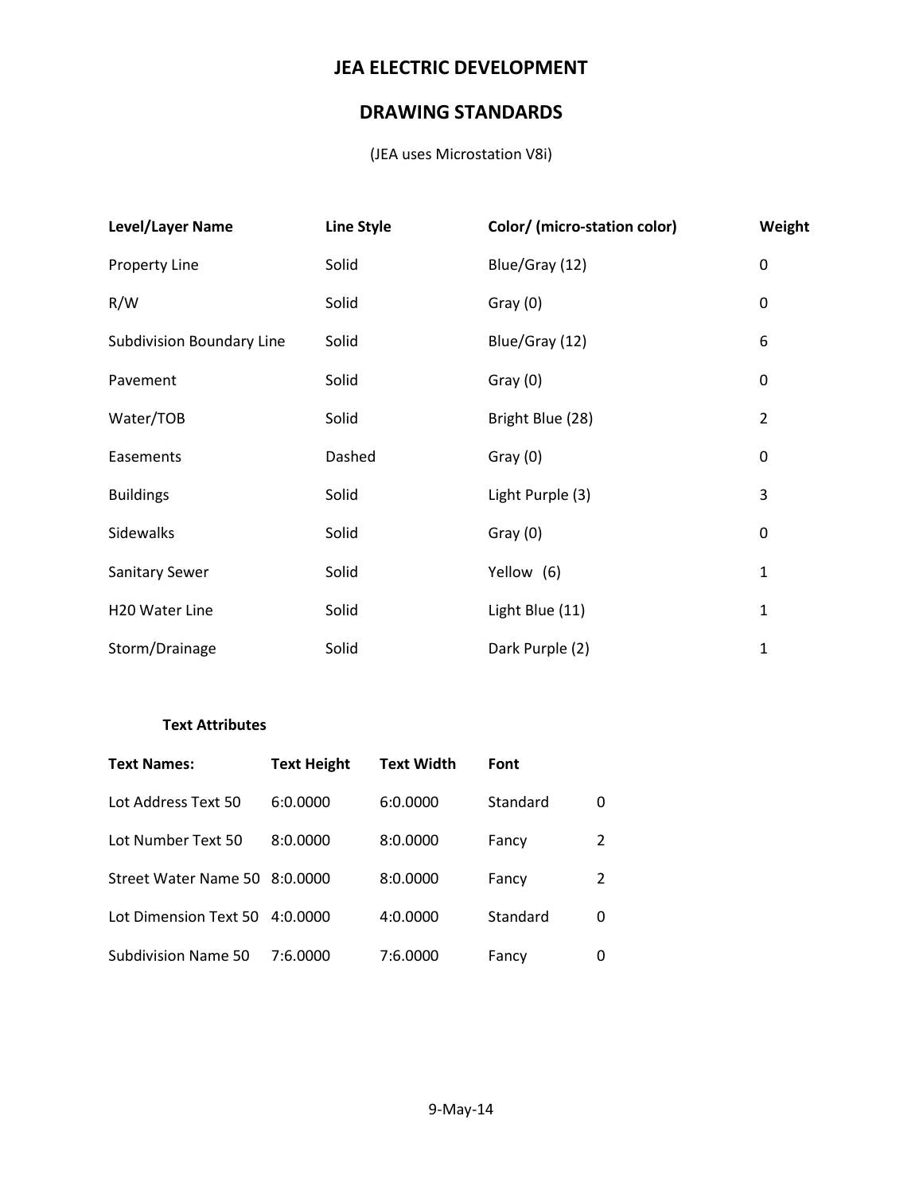# JEA ELECTRIC DEVELOPMENT

## DRAWING STANDARDS

(JEA uses Microstation V8i)

| Level/Layer Name | Line Style | Color/ (micro-station color) | Weight |
|---|---|---|---|
| Property Line | Solid | Blue/Gray (12) | 0 |
| R/W | Solid | Gray (0) | 0 |
| Subdivision Boundary Line | Solid | Blue/Gray (12) | 6 |
| Pavement | Solid | Gray (0) | 0 |
| Water/TOB | Solid | Bright Blue (28) | 2 |
| Easements | Dashed | Gray (0) | 0 |
| Buildings | Solid | Light Purple (3) | 3 |
| Sidewalks | Solid | Gray (0) | 0 |
| Sanitary Sewer | Solid | Yellow (6) | 1 |
| H20 Water Line | Solid | Light Blue (11) | 1 |
| Storm/Drainage | Solid | Dark Purple (2) | 1 |

**Text Attributes**

| Text Names: | Text Height | Text Width | Font | |
|---|---|---|---|---|
| Lot Address Text 50 | 6:0.0000 | 6:0.0000 | Standard | 0 |
| Lot Number Text 50 | 8:0.0000 | 8:0.0000 | Fancy | 2 |
| Street Water Name 50 | 8:0.0000 | 8:0.0000 | Fancy | 2 |
| Lot Dimension Text 50 | 4:0.0000 | 4:0.0000 | Standard | 0 |
| Subdivision Name 50 | 7:6.0000 | 7:6.0000 | Fancy | 0 |

9-May-14